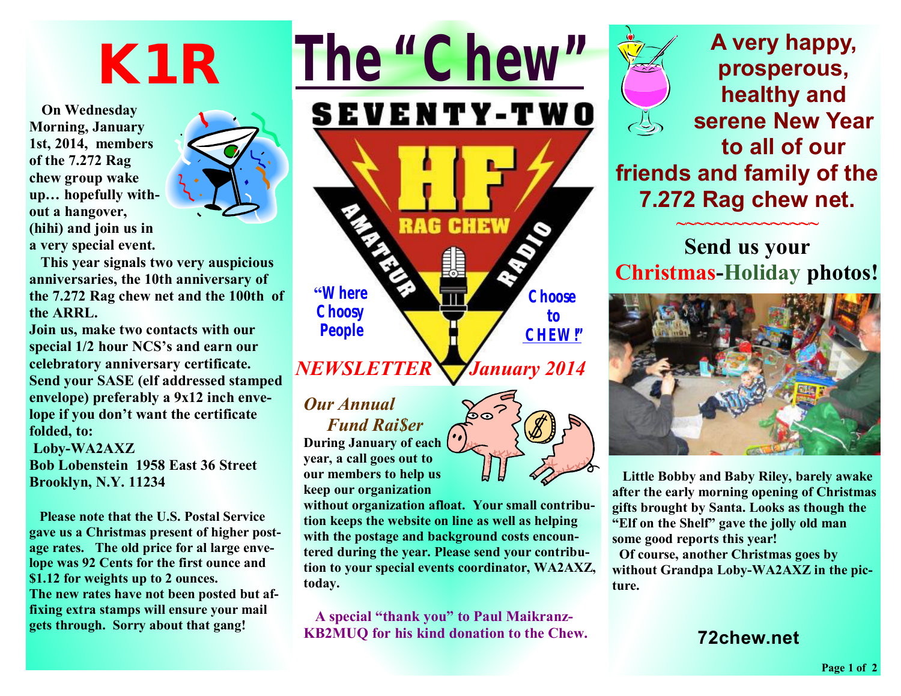# The "Chew"

SEVENTY-TWO

HF

AMATEUR RAG CHEW RADIO

"Where Choosy People Choose to CHEW!"

*NEWSLETTER January 2014*

# K1R

**On Wednesday Morning, January 1st, 2014, members of the 7.272 Rag chew group wake up… hopefully without a hangover, (hihi) and join us in a very special event.**

**This year signals two very auspicious anniversaries, the 10th anniversary of the 7.272 Rag chew net and the 100th of the ARRL.**

**Join us, make two contacts with our special 1/2 hour NCS's and earn our celebratory anniversary certificate. Send your SASE (elf addressed stamped envelope) preferably a 9x12 inch envelope if you don't want the certificate folded, to:**

**Loby-WA2AXZ**
**Bob Lobenstein 1958 East 36 Street**
**Brooklyn, N.Y. 11234**

**Please note that the U.S. Postal Service gave us a Christmas present of higher postage rates. The old price for al large envelope was 92 Cents for the first ounce and $1.12 for weights up to 2 ounces. The new rates have not been posted but affixing extra stamps will ensure your mail gets through. Sorry about that gang!**

## *Our Annual Fund Rai$er*

**During January of each year, a call goes out to our members to help us keep our organization without organization afloat. Your small contribution keeps the website on line as well as helping with the postage and background costs encountered during the year. Please send your contribution to your special events coordinator, WA2AXZ, today.**

**A special "thank you" to Paul Maikranz-KB2MUQ for his kind donation to the Chew.**

## A very happy, prosperous, healthy and serene New Year to all of our friends and family of the 7.272 Rag chew net.

~~~~~~~~~~~~~~~

## Send us your Christmas-Holiday photos!

**Little Bobby and Baby Riley, barely awake after the early morning opening of Christmas gifts brought by Santa. Looks as though the "Elf on the Shelf" gave the jolly old man some good reports this year!**

**Of course, another Christmas goes by without Grandpa Loby-WA2AXZ in the picture.**

**72chew.net**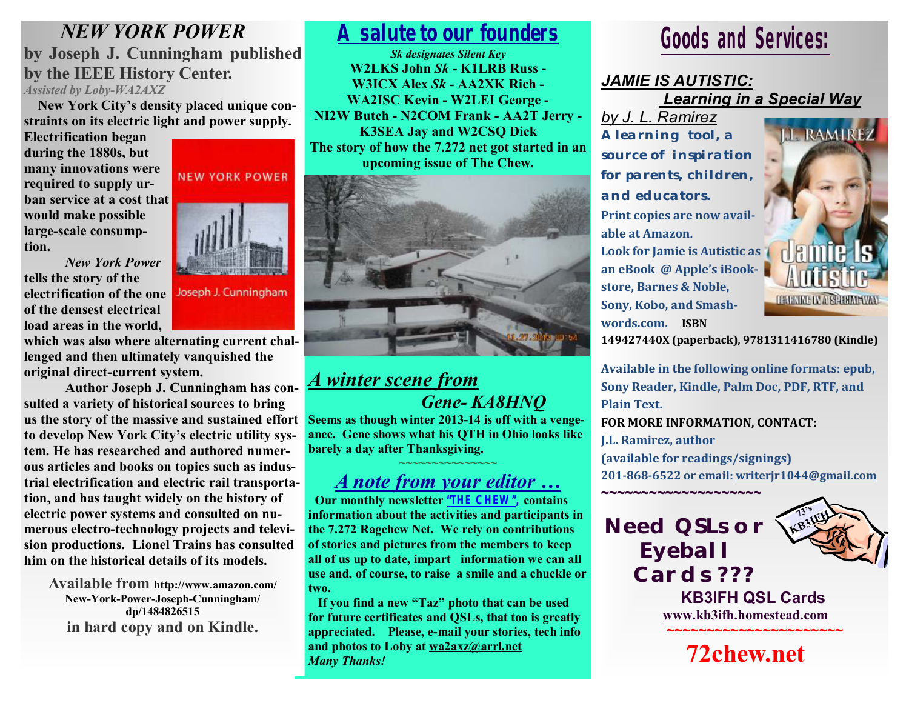## *NEW YORK POWER*

**by Joseph J. Cunningham published by the IEEE History Center.**

*Assisted by Loby-WA2AXZ*

**New York City's density placed unique constraints on its electric light and power supply. Electrification began during the 1880s, but many innovations were required to supply urban service at a cost that would make possible large-scale consumption.**

***New York Power* tells the story of the electrification of the one of the densest electrical load areas in the world, which was also where alternating current challenged and then ultimately vanquished the original direct-current system.**

**Author Joseph J. Cunningham has consulted a variety of historical sources to bring us the story of the massive and sustained effort to develop New York City's electric utility system. He has researched and authored numerous articles and books on topics such as industrial electrification and electric rail transportation, and has taught widely on the history of electric power systems and consulted on numerous electro-technology projects and television productions. Lionel Trains has consulted him on the historical details of its models.**

**Available from http://www.amazon.com/New-York-Power-Joseph-Cunningham/dp/1484826515 in hard copy and on Kindle.**

## A salute to our founders

***Sk designates Silent Key***

**W2LKS John *Sk* - K1LRB Russ - W3ICX Alex *Sk* - AA2XK Rich - WA2ISC Kevin - W2LEI George - NI2W Butch - N2COM Frank - AA2T Jerry - K3SEA Jay and W2CSQ Dick**

**The story of how the 7.272 net got started in an upcoming issue of The Chew.**

11.27.2013 00:54

## *A winter scene from Gene- KA8HNQ*

**Seems as though winter 2013-14 is off with a vengeance. Gene shows what his QTH in Ohio looks like barely a day after Thanksgiving.**

~~~~~~~~~~~~~~~

## *A note from your editor …*

**Our monthly newsletter "THE CHEW", contains information about the activities and participants in the 7.272 Ragchew Net. We rely on contributions of stories and pictures from the members to keep all of us up to date, impart information we can all use and, of course, to raise a smile and a chuckle or two.**

**If you find a new "Taz" photo that can be used for future certificates and QSLs, that too is greatly appreciated. Please, e-mail your stories, tech info and photos to Loby at wa2axz@arrl.net**

***Many Thanks!***

## Goods and Services:

### *JAMIE IS AUTISTIC: Learning in a Special Way*

*by J. L. Ramirez*

**A learning tool, a source of inspiration for parents, children, and educators.**

**Print copies are now available at Amazon.**

**Look for Jamie is Autistic as an eBook @ Apple's iBookstore, Barnes & Noble, Sony, Kobo, and Smashwords.com. ISBN 149427440X (paperback), 9781311416780 (Kindle)**

**Available in the following online formats: epub, Sony Reader, Kindle, Palm Doc, PDF, RTF, and Plain Text.**

**FOR MORE INFORMATION, CONTACT:**

**J.L. Ramirez, author**

**(available for readings/signings)**

**201-868-6522 or email: writerjr1044@gmail.com**

~~~~~~~~~~~~~~~~~~~~

**Need QSLs or Eyeball Cards???**

**KB3IFH QSL Cards**

**www.kb3ifh.homestead.com**

~~~~~~~~~~~~~~~~~~~~

# 72chew.net